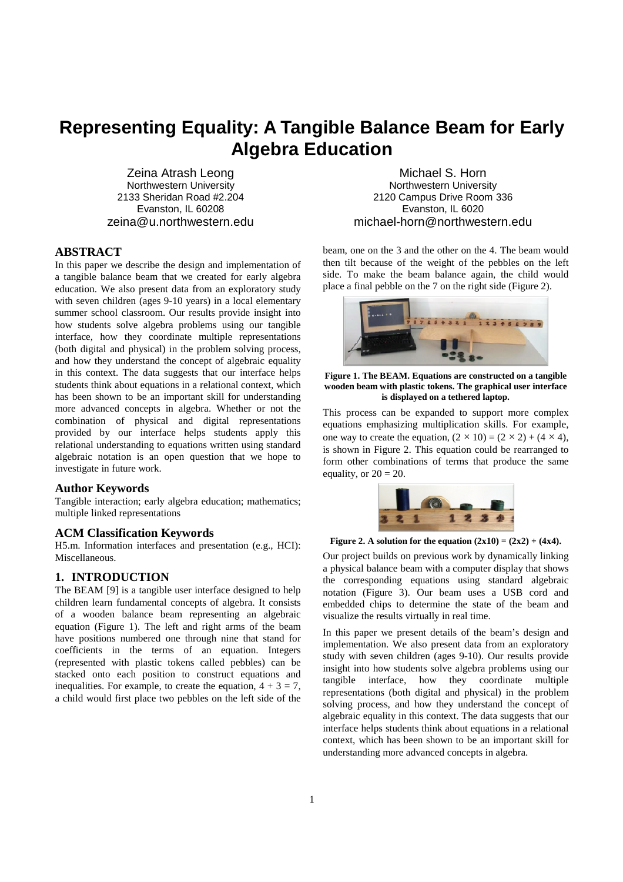# Representing Equality: A Tangible Balance Beam for Early Algebra Education

Zeina Atrash Leong
Northwestern University
2133 Sheridan Road #2.204
Evanston, IL 60208
zeina@u.northwestern.edu

Michael S. Horn
Northwestern University
2120 Campus Drive Room 336
Evanston, IL 6020
michael-horn@northwestern.edu

## ABSTRACT

In this paper we describe the design and implementation of a tangible balance beam that we created for early algebra education. We also present data from an exploratory study with seven children (ages 9-10 years) in a local elementary summer school classroom. Our results provide insight into how students solve algebra problems using our tangible interface, how they coordinate multiple representations (both digital and physical) in the problem solving process, and how they understand the concept of algebraic equality in this context. The data suggests that our interface helps students think about equations in a relational context, which has been shown to be an important skill for understanding more advanced concepts in algebra. Whether or not the combination of physical and digital representations provided by our interface helps students apply this relational understanding to equations written using standard algebraic notation is an open question that we hope to investigate in future work.

### Author Keywords

Tangible interaction; early algebra education; mathematics; multiple linked representations

### ACM Classification Keywords

H5.m. Information interfaces and presentation (e.g., HCI): Miscellaneous.

## 1. INTRODUCTION

The BEAM [9] is a tangible user interface designed to help children learn fundamental concepts of algebra. It consists of a wooden balance beam representing an algebraic equation (Figure 1). The left and right arms of the beam have positions numbered one through nine that stand for coefficients in the terms of an equation. Integers (represented with plastic tokens called pebbles) can be stacked onto each position to construct equations and inequalities. For example, to create the equation, $4 + 3 = 7$, a child would first place two pebbles on the left side of the beam, one on the 3 and the other on the 4. The beam would then tilt because of the weight of the pebbles on the left side. To make the beam balance again, the child would place a final pebble on the 7 on the right side (Figure 2).

**Figure 1. The BEAM. Equations are constructed on a tangible wooden beam with plastic tokens. The graphical user interface is displayed on a tethered laptop.**

This process can be expanded to support more complex equations emphasizing multiplication skills. For example, one way to create the equation, $(2 \times 10) = (2 \times 2) + (4 \times 4)$, is shown in Figure 2. This equation could be rearranged to form other combinations of terms that produce the same equality, or $20 = 20$.

**Figure 2. A solution for the equation $(2x10) = (2x2) + (4x4)$.**

Our project builds on previous work by dynamically linking a physical balance beam with a computer display that shows the corresponding equations using standard algebraic notation (Figure 3). Our beam uses a USB cord and embedded chips to determine the state of the beam and visualize the results virtually in real time.

In this paper we present details of the beam's design and implementation. We also present data from an exploratory study with seven children (ages 9-10). Our results provide insight into how students solve algebra problems using our tangible interface, how they coordinate multiple representations (both digital and physical) in the problem solving process, and how they understand the concept of algebraic equality in this context. The data suggests that our interface helps students think about equations in a relational context, which has been shown to be an important skill for understanding more advanced concepts in algebra.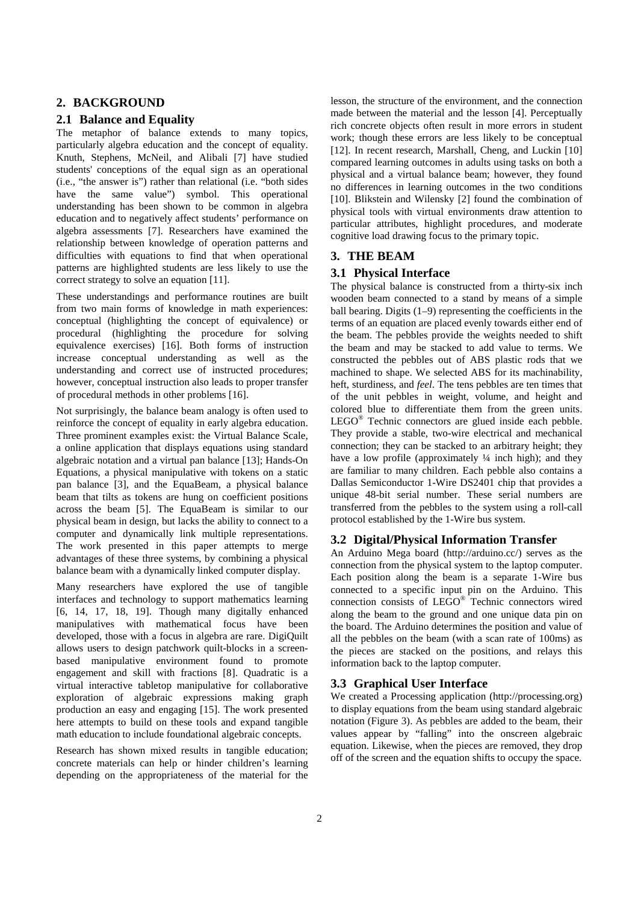## 2. BACKGROUND

### 2.1 Balance and Equality

The metaphor of balance extends to many topics, particularly algebra education and the concept of equality. Knuth, Stephens, McNeil, and Alibali [7] have studied students' conceptions of the equal sign as an operational (i.e., "the answer is") rather than relational (i.e. "both sides have the same value") symbol. This operational understanding has been shown to be common in algebra education and to negatively affect students' performance on algebra assessments [7]. Researchers have examined the relationship between knowledge of operation patterns and difficulties with equations to find that when operational patterns are highlighted students are less likely to use the correct strategy to solve an equation [11].

These understandings and performance routines are built from two main forms of knowledge in math experiences: conceptual (highlighting the concept of equivalence) or procedural (highlighting the procedure for solving equivalence exercises) [16]. Both forms of instruction increase conceptual understanding as well as the understanding and correct use of instructed procedures; however, conceptual instruction also leads to proper transfer of procedural methods in other problems [16].

Not surprisingly, the balance beam analogy is often used to reinforce the concept of equality in early algebra education. Three prominent examples exist: the Virtual Balance Scale, a online application that displays equations using standard algebraic notation and a virtual pan balance [13]; Hands-On Equations, a physical manipulative with tokens on a static pan balance [3], and the EquaBeam, a physical balance beam that tilts as tokens are hung on coefficient positions across the beam [5]. The EquaBeam is similar to our physical beam in design, but lacks the ability to connect to a computer and dynamically link multiple representations. The work presented in this paper attempts to merge advantages of these three systems, by combining a physical balance beam with a dynamically linked computer display.

Many researchers have explored the use of tangible interfaces and technology to support mathematics learning [6, 14, 17, 18, 19]. Though many digitally enhanced manipulatives with mathematical focus have been developed, those with a focus in algebra are rare. DigiQuilt allows users to design patchwork quilt-blocks in a screen-based manipulative environment found to promote engagement and skill with fractions [8]. Quadratic is a virtual interactive tabletop manipulative for collaborative exploration of algebraic expressions making graph production an easy and engaging [15]. The work presented here attempts to build on these tools and expand tangible math education to include foundational algebraic concepts.

Research has shown mixed results in tangible education; concrete materials can help or hinder children's learning depending on the appropriateness of the material for the lesson, the structure of the environment, and the connection made between the material and the lesson [4]. Perceptually rich concrete objects often result in more errors in student work; though these errors are less likely to be conceptual [12]. In recent research, Marshall, Cheng, and Luckin [10] compared learning outcomes in adults using tasks on both a physical and a virtual balance beam; however, they found no differences in learning outcomes in the two conditions [10]. Blikstein and Wilensky [2] found the combination of physical tools with virtual environments draw attention to particular attributes, highlight procedures, and moderate cognitive load drawing focus to the primary topic.

## 3. THE BEAM

### 3.1 Physical Interface

The physical balance is constructed from a thirty-six inch wooden beam connected to a stand by means of a simple ball bearing. Digits (1–9) representing the coefficients in the terms of an equation are placed evenly towards either end of the beam. The pebbles provide the weights needed to shift the beam and may be stacked to add value to terms. We constructed the pebbles out of ABS plastic rods that we machined to shape. We selected ABS for its machinability, heft, sturdiness, and *feel*. The tens pebbles are ten times that of the unit pebbles in weight, volume, and height and colored blue to differentiate them from the green units. LEGO® Technic connectors are glued inside each pebble. They provide a stable, two-wire electrical and mechanical connection; they can be stacked to an arbitrary height; they have a low profile (approximately ¼ inch high); and they are familiar to many children. Each pebble also contains a Dallas Semiconductor 1-Wire DS2401 chip that provides a unique 48-bit serial number. These serial numbers are transferred from the pebbles to the system using a roll-call protocol established by the 1-Wire bus system.

### 3.2 Digital/Physical Information Transfer

An Arduino Mega board (http://arduino.cc/) serves as the connection from the physical system to the laptop computer. Each position along the beam is a separate 1-Wire bus connected to a specific input pin on the Arduino. This connection consists of LEGO® Technic connectors wired along the beam to the ground and one unique data pin on the board. The Arduino determines the position and value of all the pebbles on the beam (with a scan rate of 100ms) as the pieces are stacked on the positions, and relays this information back to the laptop computer.

### 3.3 Graphical User Interface

We created a Processing application (http://processing.org) to display equations from the beam using standard algebraic notation (Figure 3). As pebbles are added to the beam, their values appear by "falling" into the onscreen algebraic equation. Likewise, when the pieces are removed, they drop off of the screen and the equation shifts to occupy the space.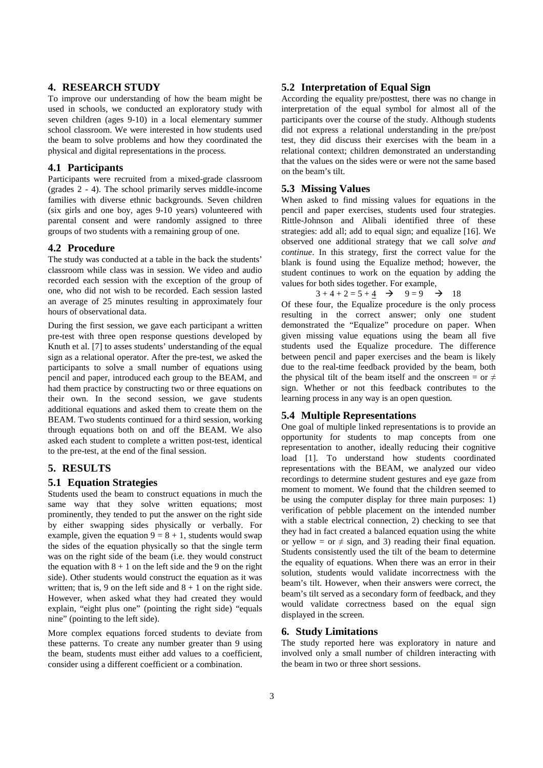## 4. RESEARCH STUDY

To improve our understanding of how the beam might be used in schools, we conducted an exploratory study with seven children (ages 9-10) in a local elementary summer school classroom. We were interested in how students used the beam to solve problems and how they coordinated the physical and digital representations in the process.

### 4.1 Participants

Participants were recruited from a mixed-grade classroom (grades 2 - 4). The school primarily serves middle-income families with diverse ethnic backgrounds. Seven children (six girls and one boy, ages 9-10 years) volunteered with parental consent and were randomly assigned to three groups of two students with a remaining group of one.

### 4.2 Procedure

The study was conducted at a table in the back the students' classroom while class was in session. We video and audio recorded each session with the exception of the group of one, who did not wish to be recorded. Each session lasted an average of 25 minutes resulting in approximately four hours of observational data.

During the first session, we gave each participant a written pre-test with three open response questions developed by Knuth et al. [7] to asses students' understanding of the equal sign as a relational operator. After the pre-test, we asked the participants to solve a small number of equations using pencil and paper, introduced each group to the BEAM, and had them practice by constructing two or three equations on their own. In the second session, we gave students additional equations and asked them to create them on the BEAM. Two students continued for a third session, working through equations both on and off the BEAM. We also asked each student to complete a written post-test, identical to the pre-test, at the end of the final session.

## 5. RESULTS

### 5.1 Equation Strategies

Students used the beam to construct equations in much the same way that they solve written equations; most prominently, they tended to put the answer on the right side by either swapping sides physically or verbally. For example, given the equation $9 = 8 + 1$, students would swap the sides of the equation physically so that the single term was on the right side of the beam (i.e. they would construct the equation with $8 + 1$ on the left side and the 9 on the right side). Other students would construct the equation as it was written; that is, 9 on the left side and $8 + 1$ on the right side. However, when asked what they had created they would explain, "eight plus one" (pointing the right side) "equals nine" (pointing to the left side).

More complex equations forced students to deviate from these patterns. To create any number greater than 9 using the beam, students must either add values to a coefficient, consider using a different coefficient or a combination.

### 5.2 Interpretation of Equal Sign

According the equality pre/posttest, there was no change in interpretation of the equal symbol for almost all of the participants over the course of the study. Although students did not express a relational understanding in the pre/post test, they did discuss their exercises with the beam in a relational context; children demonstrated an understanding that the values on the sides were or were not the same based on the beam's tilt.

### 5.3 Missing Values

When asked to find missing values for equations in the pencil and paper exercises, students used four strategies. Rittle-Johnson and Alibali identified three of these strategies: add all; add to equal sign; and equalize [16]. We observed one additional strategy that we call *solve and continue*. In this strategy, first the correct value for the blank is found using the Equalize method; however, the student continues to work on the equation by adding the values for both sides together. For example,

$$3 + 4 + 2 = 5 + \underline{4} \rightarrow 9 = 9 \rightarrow 18$$

Of these four, the Equalize procedure is the only process resulting in the correct answer; only one student demonstrated the "Equalize" procedure on paper. When given missing value equations using the beam all five students used the Equalize procedure. The difference between pencil and paper exercises and the beam is likely due to the real-time feedback provided by the beam, both the physical tilt of the beam itself and the onscreen = or ≠ sign. Whether or not this feedback contributes to the learning process in any way is an open question.

### 5.4 Multiple Representations

One goal of multiple linked representations is to provide an opportunity for students to map concepts from one representation to another, ideally reducing their cognitive load [1]. To understand how students coordinated representations with the BEAM, we analyzed our video recordings to determine student gestures and eye gaze from moment to moment. We found that the children seemed to be using the computer display for three main purposes: 1) verification of pebble placement on the intended number with a stable electrical connection, 2) checking to see that they had in fact created a balanced equation using the white or yellow = or ≠ sign, and 3) reading their final equation. Students consistently used the tilt of the beam to determine the equality of equations. When there was an error in their solution, students would validate incorrectness with the beam's tilt. However, when their answers were correct, the beam's tilt served as a secondary form of feedback, and they would validate correctness based on the equal sign displayed in the screen.

## 6. Study Limitations

The study reported here was exploratory in nature and involved only a small number of children interacting with the beam in two or three short sessions.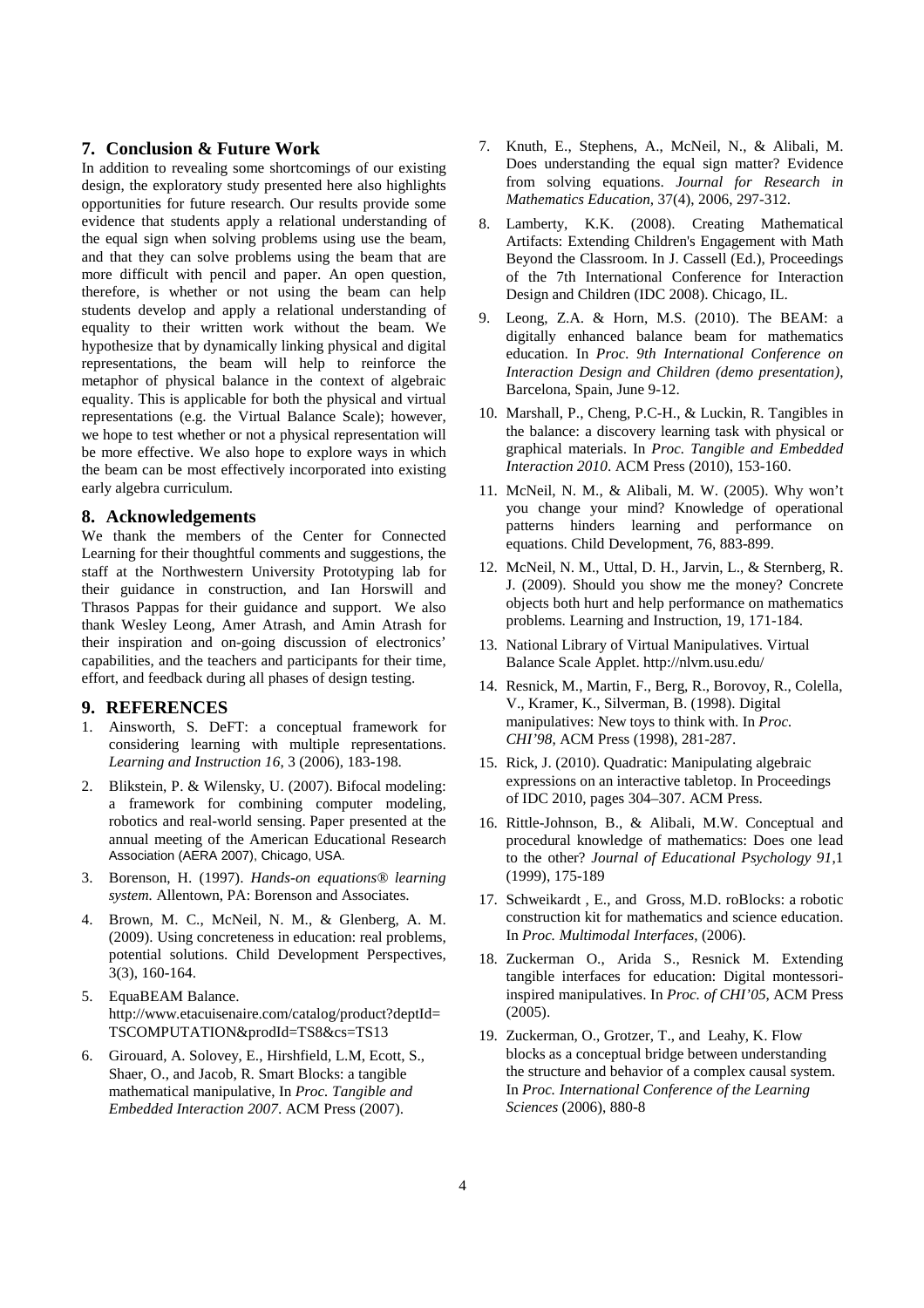## 7. Conclusion & Future Work

In addition to revealing some shortcomings of our existing design, the exploratory study presented here also highlights opportunities for future research. Our results provide some evidence that students apply a relational understanding of the equal sign when solving problems using use the beam, and that they can solve problems using the beam that are more difficult with pencil and paper. An open question, therefore, is whether or not using the beam can help students develop and apply a relational understanding of equality to their written work without the beam. We hypothesize that by dynamically linking physical and digital representations, the beam will help to reinforce the metaphor of physical balance in the context of algebraic equality. This is applicable for both the physical and virtual representations (e.g. the Virtual Balance Scale); however, we hope to test whether or not a physical representation will be more effective. We also hope to explore ways in which the beam can be most effectively incorporated into existing early algebra curriculum.

## 8. Acknowledgements

We thank the members of the Center for Connected Learning for their thoughtful comments and suggestions, the staff at the Northwestern University Prototyping lab for their guidance in construction, and Ian Horswill and Thrasos Pappas for their guidance and support. We also thank Wesley Leong, Amer Atrash, and Amin Atrash for their inspiration and on-going discussion of electronics' capabilities, and the teachers and participants for their time, effort, and feedback during all phases of design testing.

## 9. REFERENCES

1. Ainsworth, S. DeFT: a conceptual framework for considering learning with multiple representations. *Learning and Instruction 16*, 3 (2006), 183-198.
2. Blikstein, P. & Wilensky, U. (2007). Bifocal modeling: a framework for combining computer modeling, robotics and real-world sensing. Paper presented at the annual meeting of the American Educational Research Association (AERA 2007), Chicago, USA.
3. Borenson, H. (1997). *Hands-on equations® learning system.* Allentown, PA: Borenson and Associates.
4. Brown, M. C., McNeil, N. M., & Glenberg, A. M. (2009). Using concreteness in education: real problems, potential solutions. Child Development Perspectives, 3(3), 160-164.
5. EquaBEAM Balance. http://www.etacuisenaire.com/catalog/product?deptId=TSCOMPUTATION&prodId=TS8&cs=TS13
6. Girouard, A. Solovey, E., Hirshfield, L.M, Ecott, S., Shaer, O., and Jacob, R. Smart Blocks: a tangible mathematical manipulative, In *Proc. Tangible and Embedded Interaction 2007*. ACM Press (2007).
7. Knuth, E., Stephens, A., McNeil, N., & Alibali, M. Does understanding the equal sign matter? Evidence from solving equations. *Journal for Research in Mathematics Education*, 37(4), 2006, 297-312.
8. Lamberty, K.K. (2008). Creating Mathematical Artifacts: Extending Children's Engagement with Math Beyond the Classroom. In J. Cassell (Ed.), Proceedings of the 7th International Conference for Interaction Design and Children (IDC 2008). Chicago, IL.
9. Leong, Z.A. & Horn, M.S. (2010). The BEAM: a digitally enhanced balance beam for mathematics education. In *Proc. 9th International Conference on Interaction Design and Children (demo presentation)*, Barcelona, Spain, June 9-12.
10. Marshall, P., Cheng, P.C-H., & Luckin, R. Tangibles in the balance: a discovery learning task with physical or graphical materials. In *Proc. Tangible and Embedded Interaction 2010*. ACM Press (2010), 153-160.
11. McNeil, N. M., & Alibali, M. W. (2005). Why won't you change your mind? Knowledge of operational patterns hinders learning and performance on equations. Child Development, 76, 883-899.
12. McNeil, N. M., Uttal, D. H., Jarvin, L., & Sternberg, R. J. (2009). Should you show me the money? Concrete objects both hurt and help performance on mathematics problems. Learning and Instruction, 19, 171-184.
13. National Library of Virtual Manipulatives. Virtual Balance Scale Applet. http://nlvm.usu.edu/
14. Resnick, M., Martin, F., Berg, R., Borovoy, R., Colella, V., Kramer, K., Silverman, B. (1998). Digital manipulatives: New toys to think with. In *Proc. CHI'98*, ACM Press (1998), 281-287.
15. Rick, J. (2010). Quadratic: Manipulating algebraic expressions on an interactive tabletop. In Proceedings of IDC 2010, pages 304–307. ACM Press.
16. Rittle-Johnson, B., & Alibali, M.W. Conceptual and procedural knowledge of mathematics: Does one lead to the other? *Journal of Educational Psychology 91*,1 (1999), 175-189
17. Schweikardt , E., and Gross, M.D. roBlocks: a robotic construction kit for mathematics and science education. In *Proc. Multimodal Interfaces*, (2006).
18. Zuckerman O., Arida S., Resnick M. Extending tangible interfaces for education: Digital montessori-inspired manipulatives. In *Proc. of CHI'05*, ACM Press (2005).
19. Zuckerman, O., Grotzer, T., and Leahy, K. Flow blocks as a conceptual bridge between understanding the structure and behavior of a complex causal system. In *Proc. International Conference of the Learning Sciences* (2006), 880-8